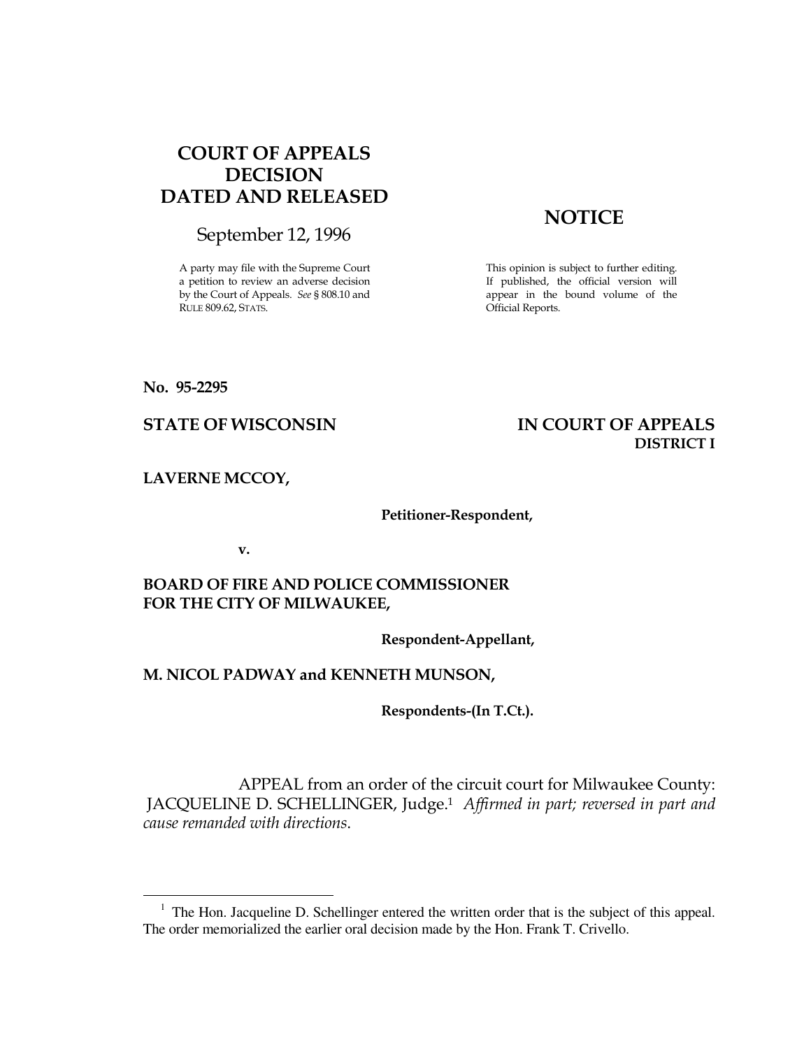**COURT OF APPEALS DECISION DATED AND RELEASED**

September 12, 1996

A party may file with the Supreme Court a petition to review an adverse decision by the Court of Appeals. *See* § 808.10 and RULE 809.62, STATS.

**NOTICE**

This opinion is subject to further editing. If published, the official version will appear in the bound volume of the Official Reports.

**No. 95-2295**

**STATE OF WISCONSIN** **IN COURT OF APPEALS**
**DISTRICT I**

**LAVERNE MCCOY,**

**Petitioner-Respondent,**

**v.**

**BOARD OF FIRE AND POLICE COMMISSIONER FOR THE CITY OF MILWAUKEE,**

**Respondent-Appellant,**

**M. NICOL PADWAY and KENNETH MUNSON,**

**Respondents-(In T.Ct.).**

APPEAL from an order of the circuit court for Milwaukee County: JACQUELINE D. SCHELLINGER, Judge.[1] *Affirmed in part; reversed in part and cause remanded with directions*.

---

[1] The Hon. Jacqueline D. Schellinger entered the written order that is the subject of this appeal. The order memorialized the earlier oral decision made by the Hon. Frank T. Crivello.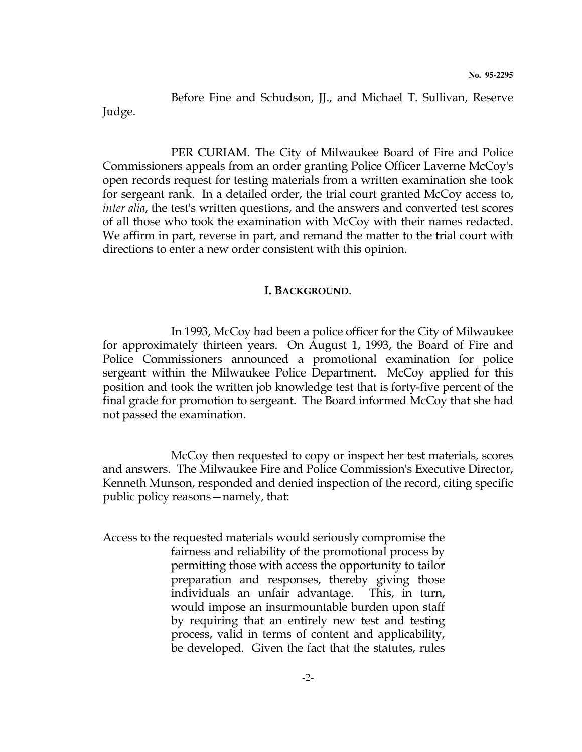Before Fine and Schudson, JJ., and Michael T. Sullivan, Reserve Judge.

PER CURIAM. The City of Milwaukee Board of Fire and Police Commissioners appeals from an order granting Police Officer Laverne McCoy's open records request for testing materials from a written examination she took for sergeant rank. In a detailed order, the trial court granted McCoy access to, *inter alia*, the test's written questions, and the answers and converted test scores of all those who took the examination with McCoy with their names redacted. We affirm in part, reverse in part, and remand the matter to the trial court with directions to enter a new order consistent with this opinion.

## I. BACKGROUND.

In 1993, McCoy had been a police officer for the City of Milwaukee for approximately thirteen years. On August 1, 1993, the Board of Fire and Police Commissioners announced a promotional examination for police sergeant within the Milwaukee Police Department. McCoy applied for this position and took the written job knowledge test that is forty-five percent of the final grade for promotion to sergeant. The Board informed McCoy that she had not passed the examination.

McCoy then requested to copy or inspect her test materials, scores and answers. The Milwaukee Fire and Police Commission's Executive Director, Kenneth Munson, responded and denied inspection of the record, citing specific public policy reasons—namely, that:

> Access to the requested materials would seriously compromise the fairness and reliability of the promotional process by permitting those with access the opportunity to tailor preparation and responses, thereby giving those individuals an unfair advantage. This, in turn, would impose an insurmountable burden upon staff by requiring that an entirely new test and testing process, valid in terms of content and applicability, be developed. Given the fact that the statutes, rules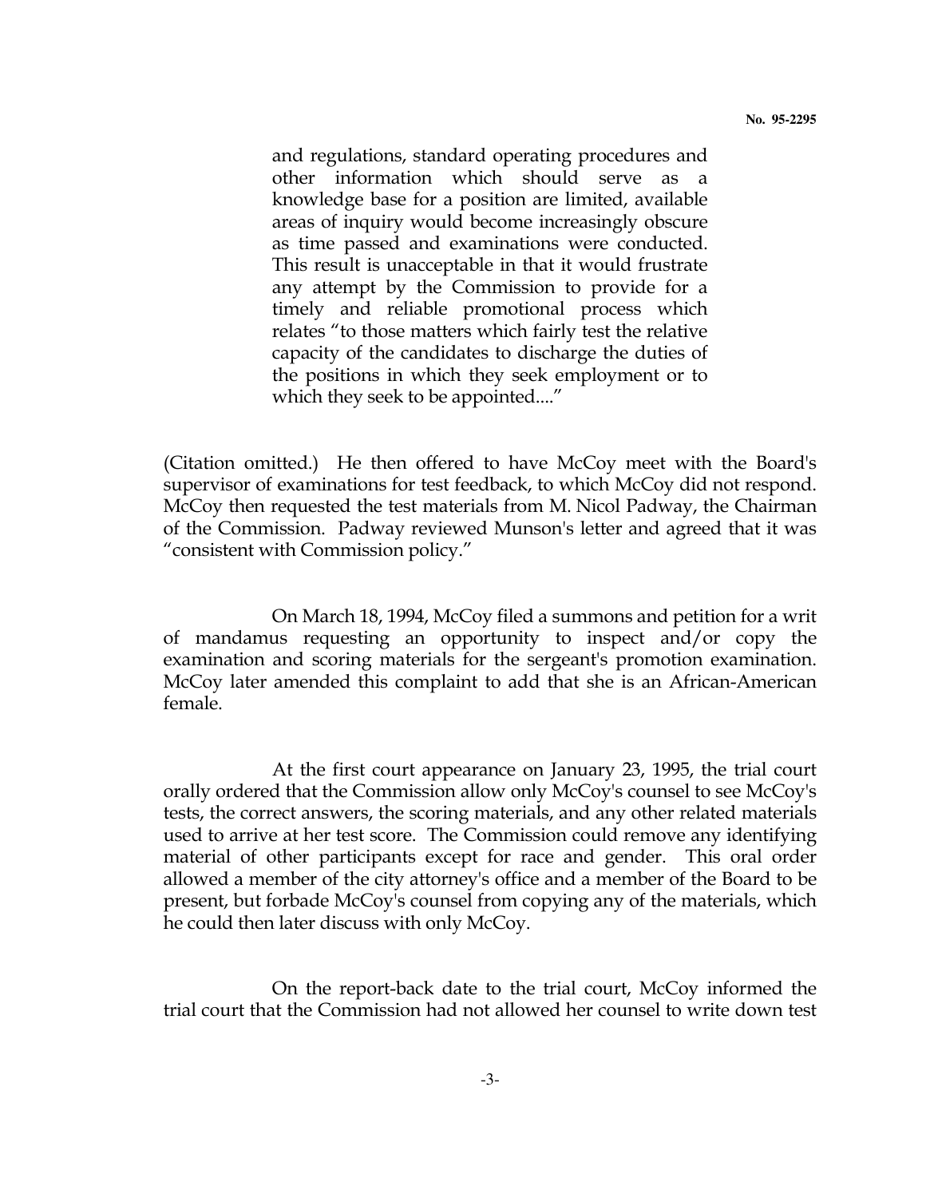> and regulations, standard operating procedures and other information which should serve as a knowledge base for a position are limited, available areas of inquiry would become increasingly obscure as time passed and examinations were conducted. This result is unacceptable in that it would frustrate any attempt by the Commission to provide for a timely and reliable promotional process which relates "to those matters which fairly test the relative capacity of the candidates to discharge the duties of the positions in which they seek employment or to which they seek to be appointed...."

(Citation omitted.) He then offered to have McCoy meet with the Board's supervisor of examinations for test feedback, to which McCoy did not respond. McCoy then requested the test materials from M. Nicol Padway, the Chairman of the Commission. Padway reviewed Munson's letter and agreed that it was "consistent with Commission policy."

On March 18, 1994, McCoy filed a summons and petition for a writ of mandamus requesting an opportunity to inspect and/or copy the examination and scoring materials for the sergeant's promotion examination. McCoy later amended this complaint to add that she is an African-American female.

At the first court appearance on January 23, 1995, the trial court orally ordered that the Commission allow only McCoy's counsel to see McCoy's tests, the correct answers, the scoring materials, and any other related materials used to arrive at her test score. The Commission could remove any identifying material of other participants except for race and gender. This oral order allowed a member of the city attorney's office and a member of the Board to be present, but forbade McCoy's counsel from copying any of the materials, which he could then later discuss with only McCoy.

On the report-back date to the trial court, McCoy informed the trial court that the Commission had not allowed her counsel to write down test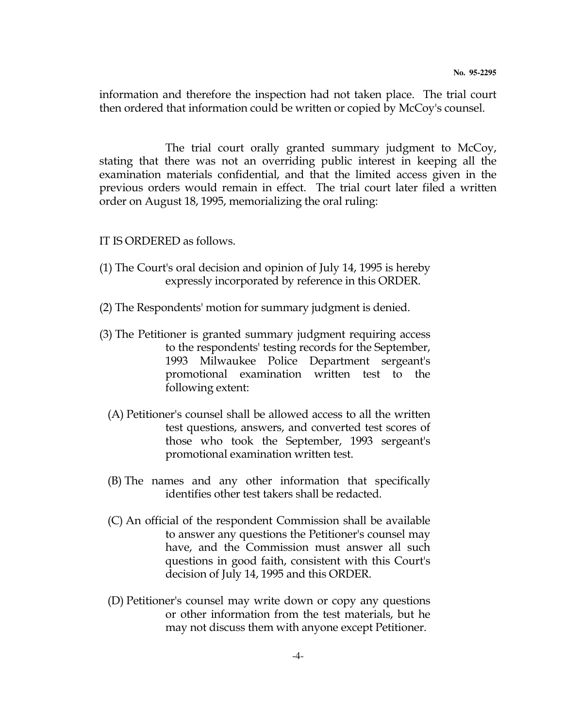information and therefore the inspection had not taken place. The trial court then ordered that information could be written or copied by McCoy's counsel.

The trial court orally granted summary judgment to McCoy, stating that there was not an overriding public interest in keeping all the examination materials confidential, and that the limited access given in the previous orders would remain in effect. The trial court later filed a written order on August 18, 1995, memorializing the oral ruling:

> IT IS ORDERED as follows.
>
> (1) The Court's oral decision and opinion of July 14, 1995 is hereby expressly incorporated by reference in this ORDER.
>
> (2) The Respondents' motion for summary judgment is denied.
>
> (3) The Petitioner is granted summary judgment requiring access to the respondents' testing records for the September, 1993 Milwaukee Police Department sergeant's promotional examination written test to the following extent:
>
> (A) Petitioner's counsel shall be allowed access to all the written test questions, answers, and converted test scores of those who took the September, 1993 sergeant's promotional examination written test.
>
> (B) The names and any other information that specifically identifies other test takers shall be redacted.
>
> (C) An official of the respondent Commission shall be available to answer any questions the Petitioner's counsel may have, and the Commission must answer all such questions in good faith, consistent with this Court's decision of July 14, 1995 and this ORDER.
>
> (D) Petitioner's counsel may write down or copy any questions or other information from the test materials, but he may not discuss them with anyone except Petitioner.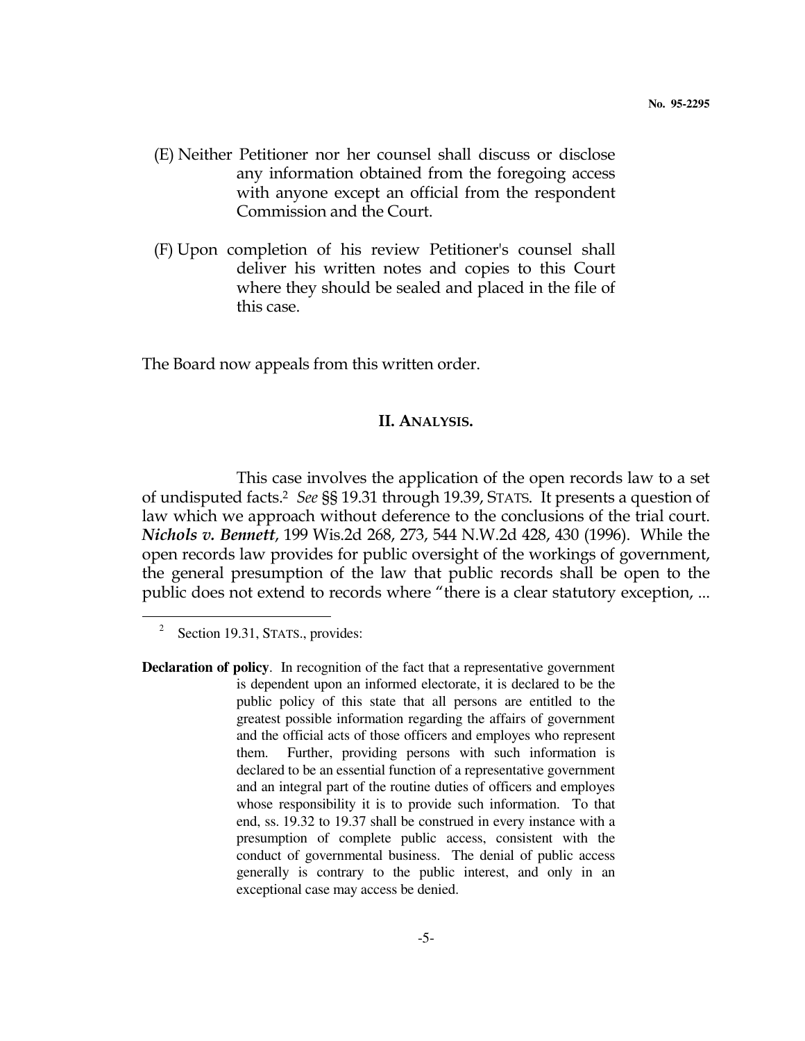(E) Neither Petitioner nor her counsel shall discuss or disclose any information obtained from the foregoing access with anyone except an official from the respondent Commission and the Court.

(F) Upon completion of his review Petitioner's counsel shall deliver his written notes and copies to this Court where they should be sealed and placed in the file of this case.

The Board now appeals from this written order.

## II. ANALYSIS.

This case involves the application of the open records law to a set of undisputed facts.[2] *See* §§ 19.31 through 19.39, STATS. It presents a question of law which we approach without deference to the conclusions of the trial court. ***Nichols v. Bennett***, 199 Wis.2d 268, 273, 544 N.W.2d 428, 430 (1996). While the open records law provides for public oversight of the workings of government, the general presumption of the law that public records shall be open to the public does not extend to records where "there is a clear statutory exception, ...

---

[2] Section 19.31, STATS., provides:

**Declaration of policy**. In recognition of the fact that a representative government is dependent upon an informed electorate, it is declared to be the public policy of this state that all persons are entitled to the greatest possible information regarding the affairs of government and the official acts of those officers and employes who represent them. Further, providing persons with such information is declared to be an essential function of a representative government and an integral part of the routine duties of officers and employes whose responsibility it is to provide such information. To that end, ss. 19.32 to 19.37 shall be construed in every instance with a presumption of complete public access, consistent with the conduct of governmental business. The denial of public access generally is contrary to the public interest, and only in an exceptional case may access be denied.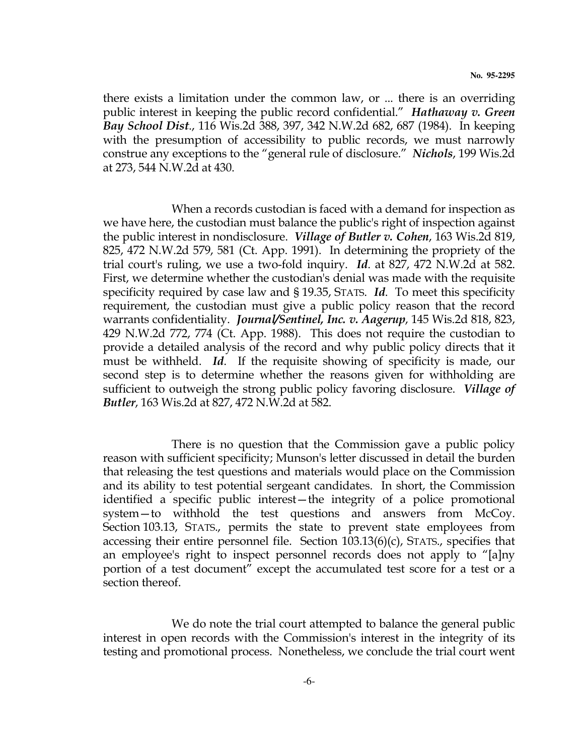there exists a limitation under the common law, or ... there is an overriding public interest in keeping the public record confidential." ***Hathaway v. Green Bay School Dist.***, 116 Wis.2d 388, 397, 342 N.W.2d 682, 687 (1984). In keeping with the presumption of accessibility to public records, we must narrowly construe any exceptions to the "general rule of disclosure." ***Nichols***, 199 Wis.2d at 273, 544 N.W.2d at 430.

When a records custodian is faced with a demand for inspection as we have here, the custodian must balance the public's right of inspection against the public interest in nondisclosure. ***Village of Butler v. Cohen***, 163 Wis.2d 819, 825, 472 N.W.2d 579, 581 (Ct. App. 1991). In determining the propriety of the trial court's ruling, we use a two-fold inquiry. ***Id***. at 827, 472 N.W.2d at 582. First, we determine whether the custodian's denial was made with the requisite specificity required by case law and § 19.35, STATS. ***Id***. To meet this specificity requirement, the custodian must give a public policy reason that the record warrants confidentiality. ***Journal/Sentinel, Inc. v. Aagerup***, 145 Wis.2d 818, 823, 429 N.W.2d 772, 774 (Ct. App. 1988). This does not require the custodian to provide a detailed analysis of the record and why public policy directs that it must be withheld. ***Id***. If the requisite showing of specificity is made, our second step is to determine whether the reasons given for withholding are sufficient to outweigh the strong public policy favoring disclosure. ***Village of Butler***, 163 Wis.2d at 827, 472 N.W.2d at 582.

There is no question that the Commission gave a public policy reason with sufficient specificity; Munson's letter discussed in detail the burden that releasing the test questions and materials would place on the Commission and its ability to test potential sergeant candidates. In short, the Commission identified a specific public interest—the integrity of a police promotional system—to withhold the test questions and answers from McCoy. Section 103.13, STATS., permits the state to prevent state employees from accessing their entire personnel file. Section 103.13(6)(c), STATS., specifies that an employee's right to inspect personnel records does not apply to "[a]ny portion of a test document" except the accumulated test score for a test or a section thereof.

We do note the trial court attempted to balance the general public interest in open records with the Commission's interest in the integrity of its testing and promotional process. Nonetheless, we conclude the trial court went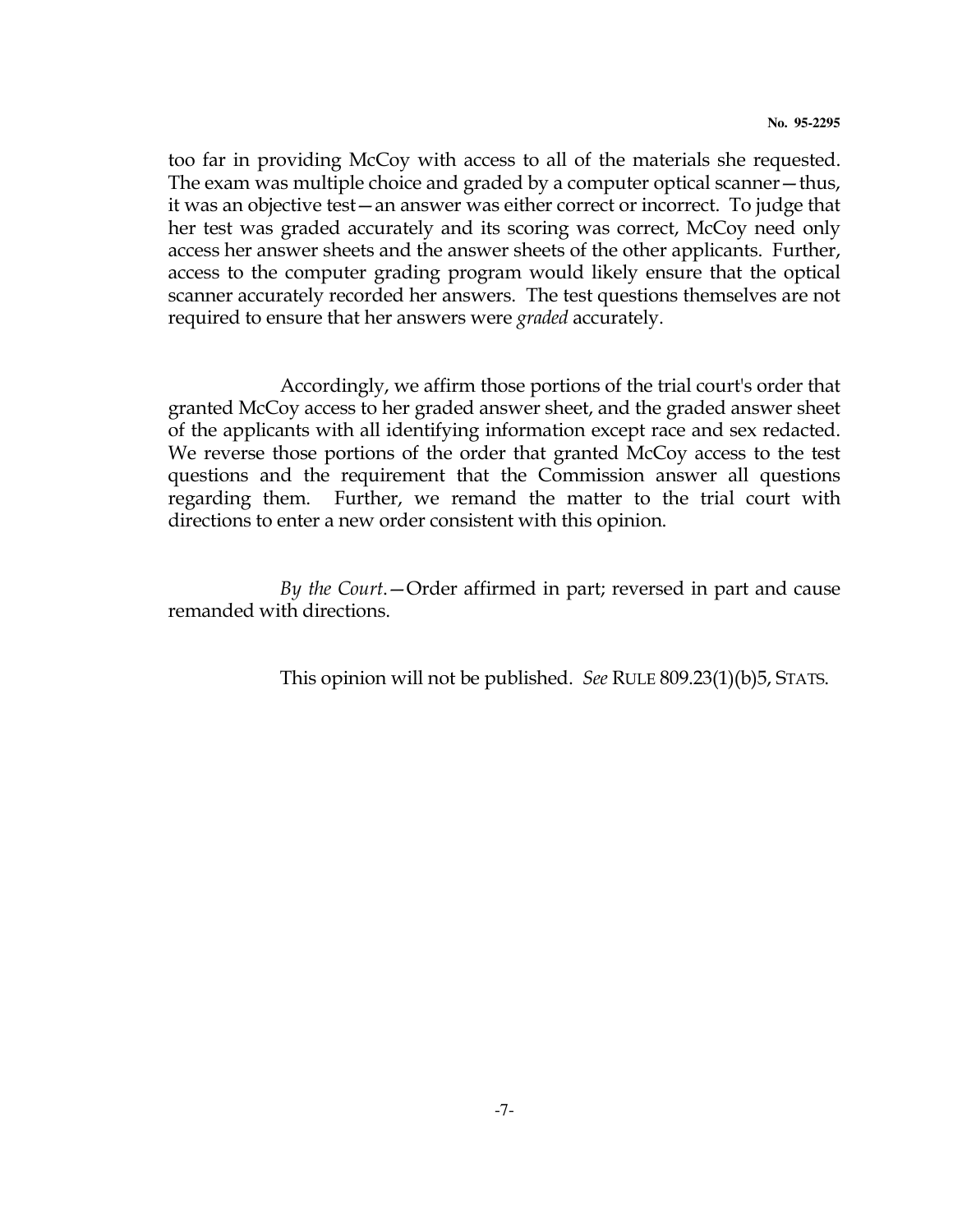too far in providing McCoy with access to all of the materials she requested. The exam was multiple choice and graded by a computer optical scanner—thus, it was an objective test—an answer was either correct or incorrect. To judge that her test was graded accurately and its scoring was correct, McCoy need only access her answer sheets and the answer sheets of the other applicants. Further, access to the computer grading program would likely ensure that the optical scanner accurately recorded her answers. The test questions themselves are not required to ensure that her answers were *graded* accurately.

Accordingly, we affirm those portions of the trial court's order that granted McCoy access to her graded answer sheet, and the graded answer sheet of the applicants with all identifying information except race and sex redacted. We reverse those portions of the order that granted McCoy access to the test questions and the requirement that the Commission answer all questions regarding them. Further, we remand the matter to the trial court with directions to enter a new order consistent with this opinion.

*By the Court.*—Order affirmed in part; reversed in part and cause remanded with directions.

This opinion will not be published. *See* RULE 809.23(1)(b)5, STATS.